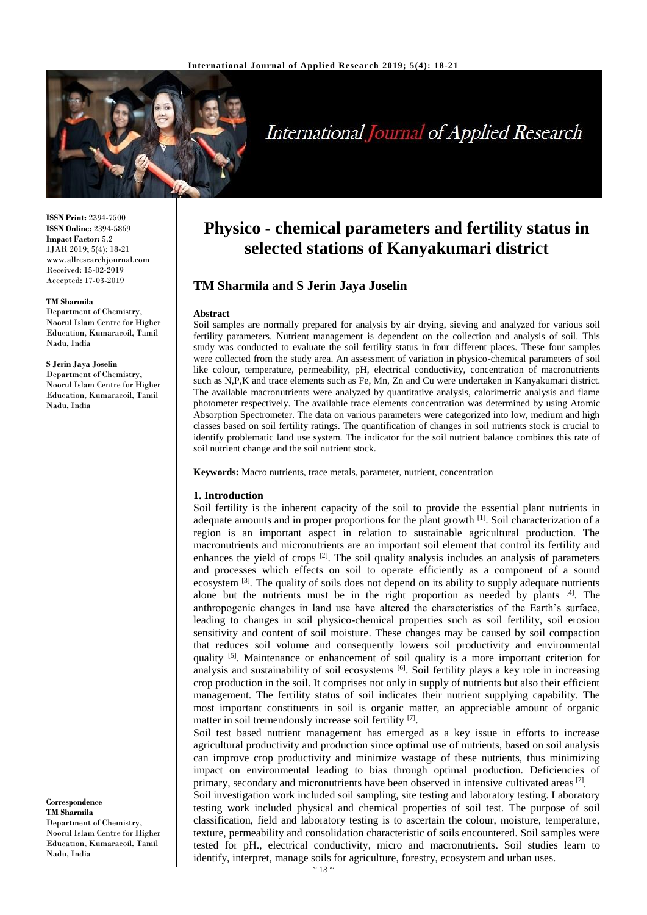# Physico - chemical parameters and fertility status in selected stations of Kanyakumari district

## TM Sharmila and S Jerin Jaya Joselin

**ISSN Print:** 2394-7500
**ISSN Online:** 2394-5869
**Impact Factor:** 5.2
IJAR 2019; 5(4): 18-21
www.allresearchjournal.com
Received: 15-02-2019
Accepted: 17-03-2019

**TM Sharmila**
Department of Chemistry, Noorul Islam Centre for Higher Education, Kumaracoil, Tamil Nadu, India

**S Jerin Jaya Joselin**
Department of Chemistry, Noorul Islam Centre for Higher Education, Kumaracoil, Tamil Nadu, India

**Correspondence**
**TM Sharmila**
Department of Chemistry, Noorul Islam Centre for Higher Education, Kumaracoil, Tamil Nadu, India

### Abstract

Soil samples are normally prepared for analysis by air drying, sieving and analyzed for various soil fertility parameters. Nutrient management is dependent on the collection and analysis of soil. This study was conducted to evaluate the soil fertility status in four different places. These four samples were collected from the study area. An assessment of variation in physico-chemical parameters of soil like colour, temperature, permeability, pH, electrical conductivity, concentration of macronutrients such as N,P,K and trace elements such as Fe, Mn, Zn and Cu were undertaken in Kanyakumari district. The available macronutrients were analyzed by quantitative analysis, calorimetric analysis and flame photometer respectively. The available trace elements concentration was determined by using Atomic Absorption Spectrometer. The data on various parameters were categorized into low, medium and high classes based on soil fertility ratings. The quantification of changes in soil nutrients stock is crucial to identify problematic land use system. The indicator for the soil nutrient balance combines this rate of soil nutrient change and the soil nutrient stock.

**Keywords:** Macro nutrients, trace metals, parameter, nutrient, concentration

### 1. Introduction

Soil fertility is the inherent capacity of the soil to provide the essential plant nutrients in adequate amounts and in proper proportions for the plant growth [1]. Soil characterization of a region is an important aspect in relation to sustainable agricultural production. The macronutrients and micronutrients are an important soil element that control its fertility and enhances the yield of crops [2]. The soil quality analysis includes an analysis of parameters and processes which effects on soil to operate efficiently as a component of a sound ecosystem [3]. The quality of soils does not depend on its ability to supply adequate nutrients alone but the nutrients must be in the right proportion as needed by plants [4]. The anthropogenic changes in land use have altered the characteristics of the Earth's surface, leading to changes in soil physico-chemical properties such as soil fertility, soil erosion sensitivity and content of soil moisture. These changes may be caused by soil compaction that reduces soil volume and consequently lowers soil productivity and environmental quality [5]. Maintenance or enhancement of soil quality is a more important criterion for analysis and sustainability of soil ecosystems [6]. Soil fertility plays a key role in increasing crop production in the soil. It comprises not only in supply of nutrients but also their efficient management. The fertility status of soil indicates their nutrient supplying capability. The most important constituents in soil is organic matter, an appreciable amount of organic matter in soil tremendously increase soil fertility [7].

Soil test based nutrient management has emerged as a key issue in efforts to increase agricultural productivity and production since optimal use of nutrients, based on soil analysis can improve crop productivity and minimize wastage of these nutrients, thus minimizing impact on environmental leading to bias through optimal production. Deficiencies of primary, secondary and micronutrients have been observed in intensive cultivated areas [7].

Soil investigation work included soil sampling, site testing and laboratory testing. Laboratory testing work included physical and chemical properties of soil test. The purpose of soil classification, field and laboratory testing is to ascertain the colour, moisture, temperature, texture, permeability and consolidation characteristic of soils encountered. Soil samples were tested for pH., electrical conductivity, micro and macronutrients. Soil studies learn to identify, interpret, manage soils for agriculture, forestry, ecosystem and urban uses.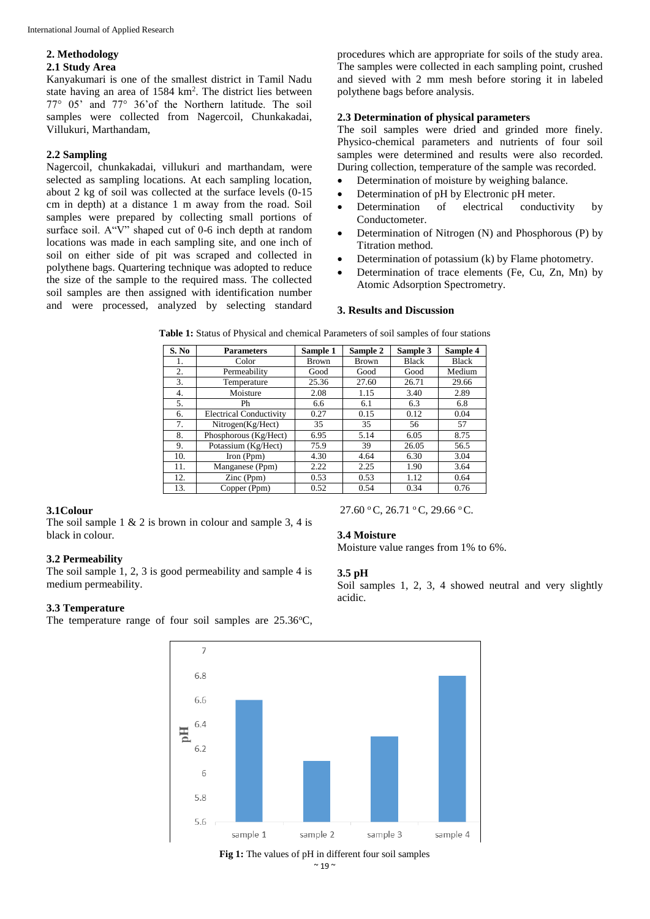## 2. Methodology

### 2.1 Study Area

Kanyakumari is one of the smallest district in Tamil Nadu state having an area of 1584 km$^2$. The district lies between 77° 05' and 77° 36'of the Northern latitude. The soil samples were collected from Nagercoil, Chunkakadai, Villukuri, Marthandam,

### 2.2 Sampling

Nagercoil, chunkakadai, villukuri and marthandam, were selected as sampling locations. At each sampling location, about 2 kg of soil was collected at the surface levels (0-15 cm in depth) at a distance 1 m away from the road. Soil samples were prepared by collecting small portions of surface soil. A"V" shaped cut of 0-6 inch depth at random locations was made in each sampling site, and one inch of soil on either side of pit was scraped and collected in polythene bags. Quartering technique was adopted to reduce the size of the sample to the required mass. The collected soil samples are then assigned with identification number and were processed, analyzed by selecting standard procedures which are appropriate for soils of the study area. The samples were collected in each sampling point, crushed and sieved with 2 mm mesh before storing it in labeled polythene bags before analysis.

### 2.3 Determination of physical parameters

The soil samples were dried and grinded more finely. Physico-chemical parameters and nutrients of four soil samples were determined and results were also recorded. During collection, temperature of the sample was recorded.

- Determination of moisture by weighing balance.
- Determination of pH by Electronic pH meter.
- Determination of electrical conductivity by Conductometer.
- Determination of Nitrogen (N) and Phosphorous (P) by Titration method.
- Determination of potassium (k) by Flame photometry.
- Determination of trace elements (Fe, Cu, Zn, Mn) by Atomic Adsorption Spectrometry.

## 3. Results and Discussion

**Table 1:** Status of Physical and chemical Parameters of soil samples of four stations

| S. No | Parameters | Sample 1 | Sample 2 | Sample 3 | Sample 4 |
|---|---|---|---|---|---|
| 1. | Color | Brown | Brown | Black | Black |
| 2. | Permeability | Good | Good | Good | Medium |
| 3. | Temperature | 25.36 | 27.60 | 26.71 | 29.66 |
| 4. | Moisture | 2.08 | 1.15 | 3.40 | 2.89 |
| 5. | Ph | 6.6 | 6.1 | 6.3 | 6.8 |
| 6. | Electrical Conductivity | 0.27 | 0.15 | 0.12 | 0.04 |
| 7. | Nitrogen(Kg/Hect) | 35 | 35 | 56 | 57 |
| 8. | Phosphorous (Kg/Hect) | 6.95 | 5.14 | 6.05 | 8.75 |
| 9. | Potassium (Kg/Hect) | 75.9 | 39 | 26.05 | 56.5 |
| 10. | Iron (Ppm) | 4.30 | 4.64 | 6.30 | 3.04 |
| 11. | Manganese (Ppm) | 2.22 | 2.25 | 1.90 | 3.64 |
| 12. | Zinc (Ppm) | 0.53 | 0.53 | 1.12 | 0.64 |
| 13. | Copper (Ppm) | 0.52 | 0.54 | 0.34 | 0.76 |

### 3.1Colour

The soil sample 1 & 2 is brown in colour and sample 3, 4 is black in colour.

### 3.2 Permeability

The soil sample 1, 2, 3 is good permeability and sample 4 is medium permeability.

### 3.3 Temperature

The temperature range of four soil samples are 25.36°C, 27.60 °C, 26.71 °C, 29.66 °C.

### 3.4 Moisture

Moisture value ranges from 1% to 6%.

### 3.5 pH

Soil samples 1, 2, 3, 4 showed neutral and very slightly acidic.

**Fig 1:** The values of pH in different four soil samples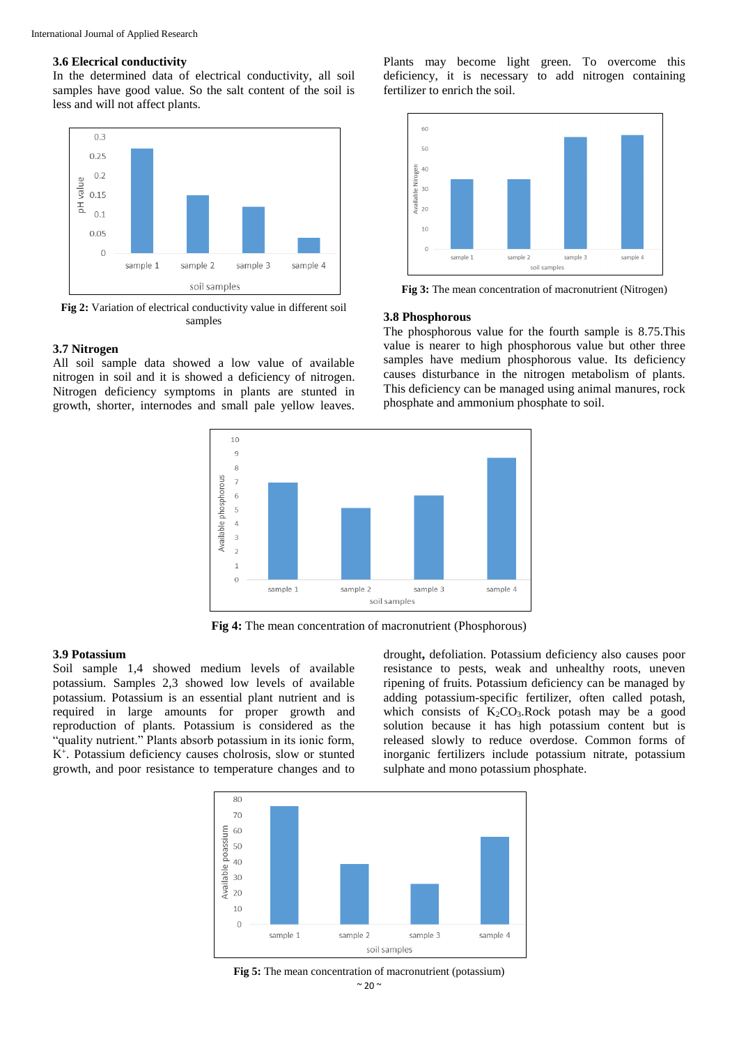### 3.6 Electrical conductivity

In the determined data of electrical conductivity, all soil samples have good value. So the salt content of the soil is less and will not affect plants.

**Fig 2:** Variation of electrical conductivity value in different soil samples

### 3.7 Nitrogen

All soil sample data showed a low value of available nitrogen in soil and it is showed a deficiency of nitrogen. Nitrogen deficiency symptoms in plants are stunted in growth, shorter, internodes and small pale yellow leaves. Plants may become light green. To overcome this deficiency, it is necessary to add nitrogen containing fertilizer to enrich the soil.

**Fig 3:** The mean concentration of macronutrient (Nitrogen)

### 3.8 Phosphorous

The phosphorous value for the fourth sample is 8.75.This value is nearer to high phosphorous value but other three samples have medium phosphorous value. Its deficiency causes disturbance in the nitrogen metabolism of plants. This deficiency can be managed using animal manures, rock phosphate and ammonium phosphate to soil.

**Fig 4:** The mean concentration of macronutrient (Phosphorous)

### 3.9 Potassium

Soil sample 1,4 showed medium levels of available potassium. Samples 2,3 showed low levels of available potassium. Potassium is an essential plant nutrient and is required in large amounts for proper growth and reproduction of plants. Potassium is considered as the "quality nutrient." Plants absorb potassium in its ionic form, $K^+$. Potassium deficiency causes cholrosis, slow or stunted growth, and poor resistance to temperature changes and to drought**,** defoliation. Potassium deficiency also causes poor resistance to pests, weak and unhealthy roots, uneven ripening of fruits. Potassium deficiency can be managed by adding potassium-specific fertilizer, often called potash, which consists of $K_2CO_3$.Rock potash may be a good solution because it has high potassium content but is released slowly to reduce overdose. Common forms of inorganic fertilizers include potassium nitrate, potassium sulphate and mono potassium phosphate.

**Fig 5:** The mean concentration of macronutrient (potassium)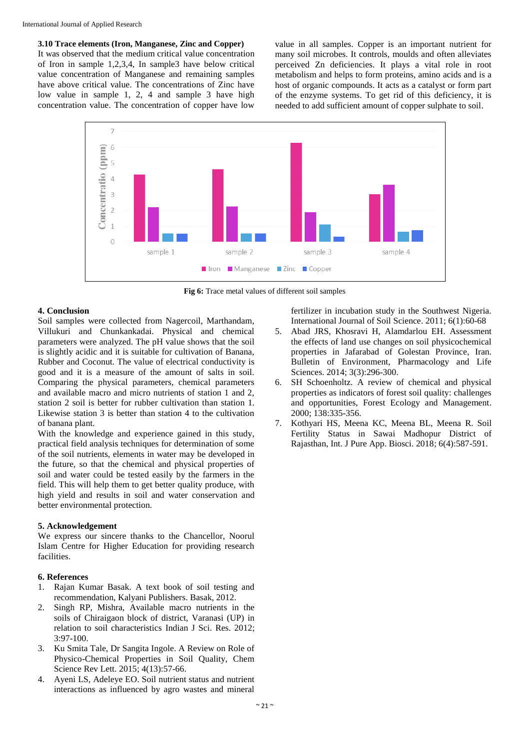### 3.10 Trace elements (Iron, Manganese, Zinc and Copper)

It was observed that the medium critical value concentration of Iron in sample 1,2,3,4, In sample3 have below critical value concentration of Manganese and remaining samples have above critical value. The concentrations of Zinc have low value in sample 1, 2, 4 and sample 3 have high concentration value. The concentration of copper have low value in all samples. Copper is an important nutrient for many soil microbes. It controls, moulds and often alleviates perceived Zn deficiencies. It plays a vital role in root metabolism and helps to form proteins, amino acids and is a host of organic compounds. It acts as a catalyst or form part of the enzyme systems. To get rid of this deficiency, it is needed to add sufficient amount of copper sulphate to soil.

Concentratio (ppm)

7
6
5
4
3
2
1
0

sample 1
sample 2
sample 3
sample 4

Iron
Manganese
Zinc
Copper

**Fig 6:** Trace metal values of different soil samples

## 4. Conclusion

Soil samples were collected from Nagercoil, Marthandam, Villukuri and Chunkankadai. Physical and chemical parameters were analyzed. The pH value shows that the soil is slightly acidic and it is suitable for cultivation of Banana, Rubber and Coconut. The value of electrical conductivity is good and it is a measure of the amount of salts in soil. Comparing the physical parameters, chemical parameters and available macro and micro nutrients of station 1 and 2, station 2 soil is better for rubber cultivation than station 1. Likewise station 3 is better than station 4 to the cultivation of banana plant.

With the knowledge and experience gained in this study, practical field analysis techniques for determination of some of the soil nutrients, elements in water may be developed in the future, so that the chemical and physical properties of soil and water could be tested easily by the farmers in the field. This will help them to get better quality produce, with high yield and results in soil and water conservation and better environmental protection.

## 5. Acknowledgement

We express our sincere thanks to the Chancellor, Noorul Islam Centre for Higher Education for providing research facilities.

## 6. References

1. Rajan Kumar Basak. A text book of soil testing and recommendation, Kalyani Publishers. Basak, 2012.
2. Singh RP, Mishra, Available macro nutrients in the soils of Chiraigaon block of district, Varanasi (UP) in relation to soil characteristics Indian J Sci. Res. 2012; 3:97-100.
3. Ku Smita Tale, Dr Sangita Ingole. A Review on Role of Physico-Chemical Properties in Soil Quality, Chem Science Rev Lett. 2015; 4(13):57-66.
4. Ayeni LS, Adeleye EO. Soil nutrient status and nutrient interactions as influenced by agro wastes and mineral fertilizer in incubation study in the Southwest Nigeria. International Journal of Soil Science. 2011; 6(1):60-68
5. Abad JRS, Khosravi H, Alamdarlou EH. Assessment the effects of land use changes on soil physicochemical properties in Jafarabad of Golestan Province, Iran. Bulletin of Environment, Pharmacology and Life Sciences. 2014; 3(3):296-300.
6. SH Schoenholtz. A review of chemical and physical properties as indicators of forest soil quality: challenges and opportunities, Forest Ecology and Management. 2000; 138:335-356.
7. Kothyari HS, Meena KC, Meena BL, Meena R. Soil Fertility Status in Sawai Madhopur District of Rajasthan, Int. J Pure App. Biosci. 2018; 6(4):587-591.